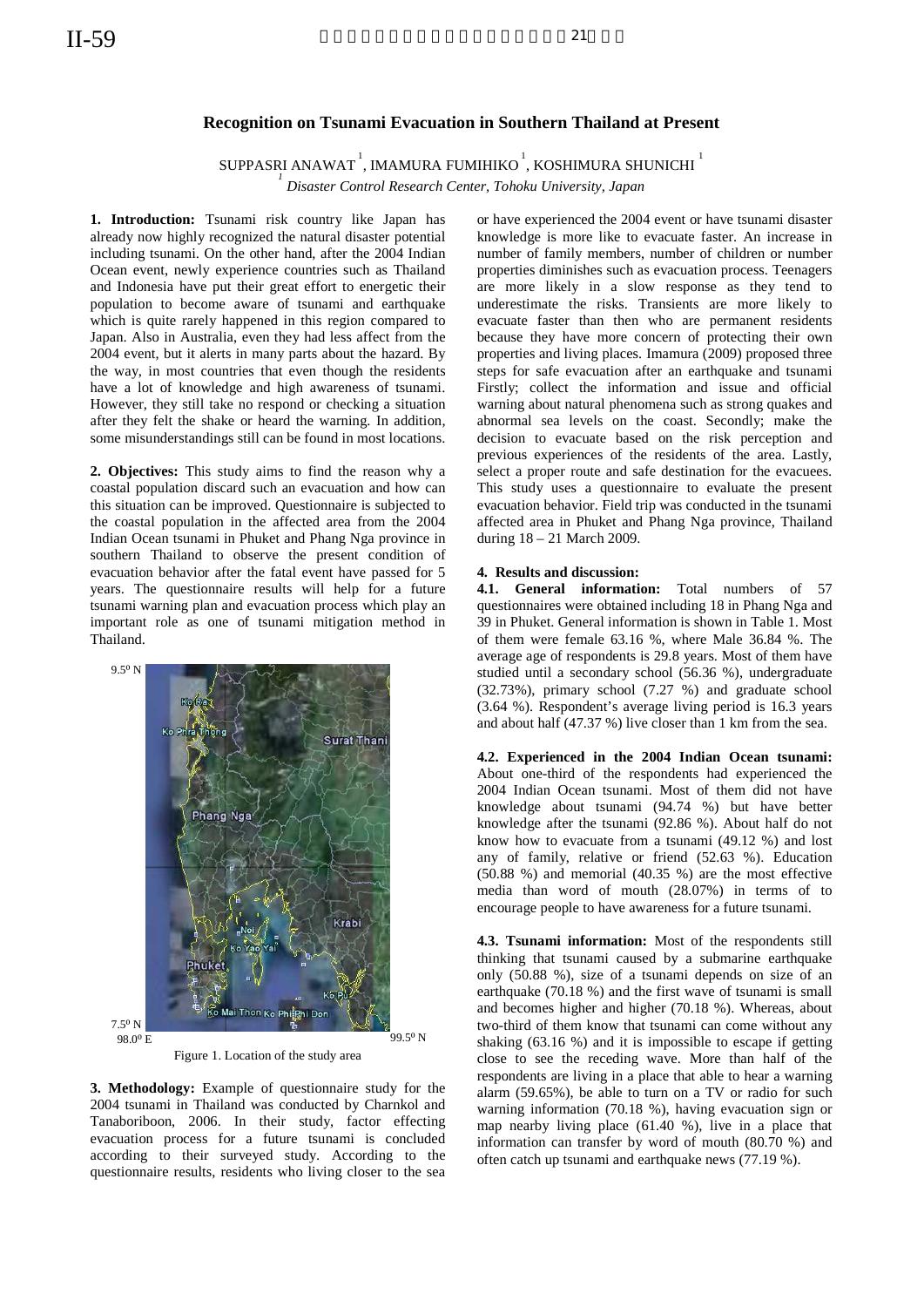# Recognition on Tsunami Evacuation in Southern Thailand at Present

SUPPASRI ANAWAT [1], IMAMURA FUMIHIKO [1], KOSHIMURA SHUNICHI [1]

[1] *Disaster Control Research Center, Tohoku University, Japan*

**1. Introduction:** Tsunami risk country like Japan has already now highly recognized the natural disaster potential including tsunami. On the other hand, after the 2004 Indian Ocean event, newly experience countries such as Thailand and Indonesia have put their great effort to energetic their population to become aware of tsunami and earthquake which is quite rarely happened in this region compared to Japan. Also in Australia, even they had less affect from the 2004 event, but it alerts in many parts about the hazard. By the way, in most countries that even though the residents have a lot of knowledge and high awareness of tsunami. However, they still take no respond or checking a situation after they felt the shake or heard the warning. In addition, some misunderstandings still can be found in most locations.

**2. Objectives:** This study aims to find the reason why a coastal population discard such an evacuation and how can this situation can be improved. Questionnaire is subjected to the coastal population in the affected area from the 2004 Indian Ocean tsunami in Phuket and Phang Nga province in southern Thailand to observe the present condition of evacuation behavior after the fatal event have passed for 5 years. The questionnaire results will help for a future tsunami warning plan and evacuation process which play an important role as one of tsunami mitigation method in Thailand.

Figure 1. Location of the study area

**3. Methodology:** Example of questionnaire study for the 2004 tsunami in Thailand was conducted by Charnkol and Tanaboriboon, 2006. In their study, factor effecting evacuation process for a future tsunami is concluded according to their surveyed study. According to the questionnaire results, residents who living closer to the sea or have experienced the 2004 event or have tsunami disaster knowledge is more like to evacuate faster. An increase in number of family members, number of children or number properties diminishes such as evacuation process. Teenagers are more likely in a slow response as they tend to underestimate the risks. Transients are more likely to evacuate faster than then who are permanent residents because they have more concern of protecting their own properties and living places. Imamura (2009) proposed three steps for safe evacuation after an earthquake and tsunami Firstly; collect the information and issue and official warning about natural phenomena such as strong quakes and abnormal sea levels on the coast. Secondly; make the decision to evacuate based on the risk perception and previous experiences of the residents of the area. Lastly, select a proper route and safe destination for the evacuees. This study uses a questionnaire to evaluate the present evacuation behavior. Field trip was conducted in the tsunami affected area in Phuket and Phang Nga province, Thailand during 18 – 21 March 2009.

**4. Results and discussion:**

**4.1. General information:** Total numbers of 57 questionnaires were obtained including 18 in Phang Nga and 39 in Phuket. General information is shown in Table 1. Most of them were female 63.16 %, where Male 36.84 %. The average age of respondents is 29.8 years. Most of them have studied until a secondary school (56.36 %), undergraduate (32.73%), primary school (7.27 %) and graduate school (3.64 %). Respondent's average living period is 16.3 years and about half (47.37 %) live closer than 1 km from the sea.

**4.2. Experienced in the 2004 Indian Ocean tsunami:** About one-third of the respondents had experienced the 2004 Indian Ocean tsunami. Most of them did not have knowledge about tsunami (94.74 %) but have better knowledge after the tsunami (92.86 %). About half do not know how to evacuate from a tsunami (49.12 %) and lost any of family, relative or friend (52.63 %). Education (50.88 %) and memorial (40.35 %) are the most effective media than word of mouth (28.07%) in terms of to encourage people to have awareness for a future tsunami.

**4.3. Tsunami information:** Most of the respondents still thinking that tsunami caused by a submarine earthquake only (50.88 %), size of a tsunami depends on size of an earthquake (70.18 %) and the first wave of tsunami is small and becomes higher and higher (70.18 %). Whereas, about two-third of them know that tsunami can come without any shaking (63.16 %) and it is impossible to escape if getting close to see the receding wave. More than half of the respondents are living in a place that able to hear a warning alarm (59.65%), be able to turn on a TV or radio for such warning information (70.18 %), having evacuation sign or map nearby living place (61.40 %), live in a place that information can transfer by word of mouth (80.70 %) and often catch up tsunami and earthquake news (77.19 %).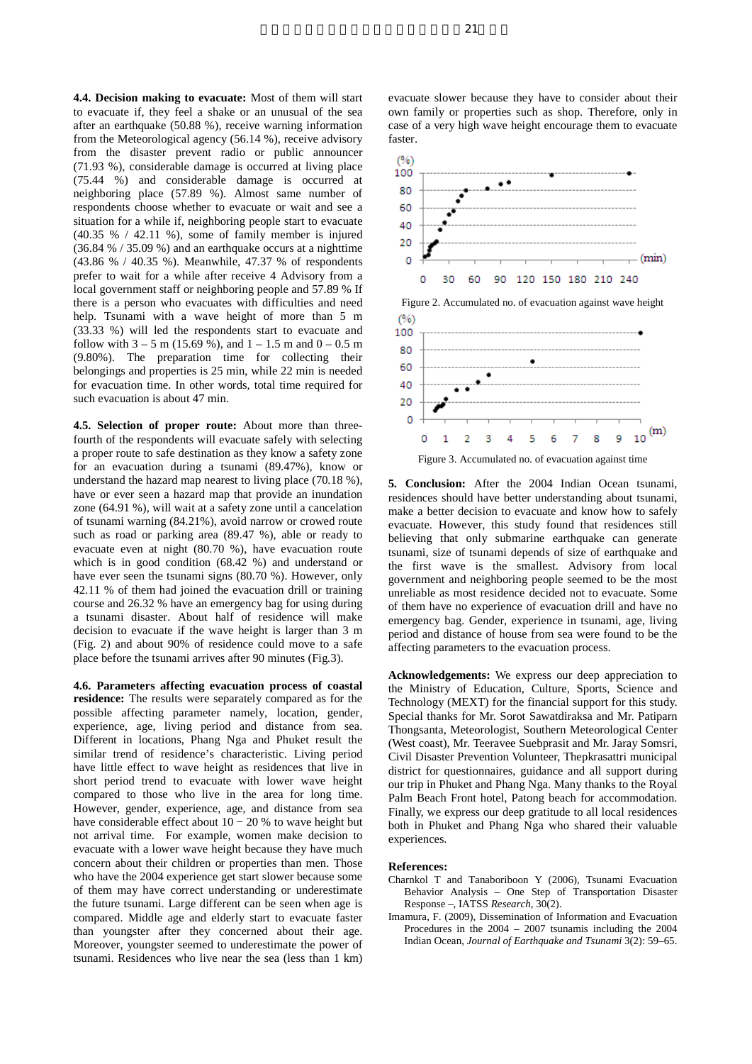**4.4. Decision making to evacuate:** Most of them will start to evacuate if, they feel a shake or an unusual of the sea after an earthquake (50.88 %), receive warning information from the Meteorological agency (56.14 %), receive advisory from the disaster prevent radio or public announcer (71.93 %), considerable damage is occurred at living place (75.44 %) and considerable damage is occurred at neighboring place (57.89 %). Almost same number of respondents choose whether to evacuate or wait and see a situation for a while if, neighboring people start to evacuate (40.35 % / 42.11 %), some of family member is injured (36.84 % / 35.09 %) and an earthquake occurs at a nighttime (43.86 % / 40.35 %). Meanwhile, 47.37 % of respondents prefer to wait for a while after receive 4 Advisory from a local government staff or neighboring people and 57.89 % If there is a person who evacuates with difficulties and need help. Tsunami with a wave height of more than 5 m (33.33 %) will led the respondents start to evacuate and follow with 3 – 5 m (15.69 %), and 1 – 1.5 m and 0 – 0.5 m (9.80%). The preparation time for collecting their belongings and properties is 25 min, while 22 min is needed for evacuation time. In other words, total time required for such evacuation is about 47 min.

**4.5. Selection of proper route:** About more than three-fourth of the respondents will evacuate safely with selecting a proper route to safe destination as they know a safety zone for an evacuation during a tsunami (89.47%), know or understand the hazard map nearest to living place (70.18 %), have or ever seen a hazard map that provide an inundation zone (64.91 %), will wait at a safety zone until a cancelation of tsunami warning (84.21%), avoid narrow or crowed route such as road or parking area (89.47 %), able or ready to evacuate even at night (80.70 %), have evacuation route which is in good condition (68.42 %) and understand or have ever seen the tsunami signs (80.70 %). However, only 42.11 % of them had joined the evacuation drill or training course and 26.32 % have an emergency bag for using during a tsunami disaster. About half of residence will make decision to evacuate if the wave height is larger than 3 m (Fig. 2) and about 90% of residence could move to a safe place before the tsunami arrives after 90 minutes (Fig.3).

**4.6. Parameters affecting evacuation process of coastal residence:** The results were separately compared as for the possible affecting parameter namely, location, gender, experience, age, living period and distance from sea. Different in locations, Phang Nga and Phuket result the similar trend of residence's characteristic. Living period have little effect to wave height as residences that live in short period trend to evacuate with lower wave height compared to those who live in the area for long time. However, gender, experience, age, and distance from sea have considerable effect about 10 − 20 % to wave height but not arrival time. For example, women make decision to evacuate with a lower wave height because they have much concern about their children or properties than men. Those who have the 2004 experience get start slower because some of them may have correct understanding or underestimate the future tsunami. Large different can be seen when age is compared. Middle age and elderly start to evacuate faster than youngster after they concerned about their age. Moreover, youngster seemed to underestimate the power of tsunami. Residences who live near the sea (less than 1 km) evacuate slower because they have to consider about their own family or properties such as shop. Therefore, only in case of a very high wave height encourage them to evacuate faster.

(%)
100
80
60
40
20
0
0 30 60 90 120 150 180 210 240
(min)

Figure 2. Accumulated no. of evacuation against wave height

(%)
100
80
60
40
20
0
0 1 2 3 4 5 6 7 8 9 10
(m)

Figure 3. Accumulated no. of evacuation against time

**5. Conclusion:** After the 2004 Indian Ocean tsunami, residences should have better understanding about tsunami, make a better decision to evacuate and know how to safely evacuate. However, this study found that residences still believing that only submarine earthquake can generate tsunami, size of tsunami depends of size of earthquake and the first wave is the smallest. Advisory from local government and neighboring people seemed to be the most unreliable as most residence decided not to evacuate. Some of them have no experience of evacuation drill and have no emergency bag. Gender, experience in tsunami, age, living period and distance of house from sea were found to be the affecting parameters to the evacuation process.

**Acknowledgements:** We express our deep appreciation to the Ministry of Education, Culture, Sports, Science and Technology (MEXT) for the financial support for this study. Special thanks for Mr. Sorot Sawatdiraksa and Mr. Patiparn Thongsanta, Meteorologist, Southern Meteorological Center (West coast), Mr. Teeravee Suebprasit and Mr. Jaray Somsri, Civil Disaster Prevention Volunteer, Thepkrasattri municipal district for questionnaires, guidance and all support during our trip in Phuket and Phang Nga. Many thanks to the Royal Palm Beach Front hotel, Patong beach for accommodation. Finally, we express our deep gratitude to all local residences both in Phuket and Phang Nga who shared their valuable experiences.

**References:**

- Charnkol T and Tanaboriboon Y (2006), Tsunami Evacuation Behavior Analysis – One Step of Transportation Disaster Response –, IATSS *Research*, 30(2).
- Imamura, F. (2009), Dissemination of Information and Evacuation Procedures in the 2004 – 2007 tsunamis including the 2004 Indian Ocean, *Journal of Earthquake and Tsunami* 3(2): 59–65.